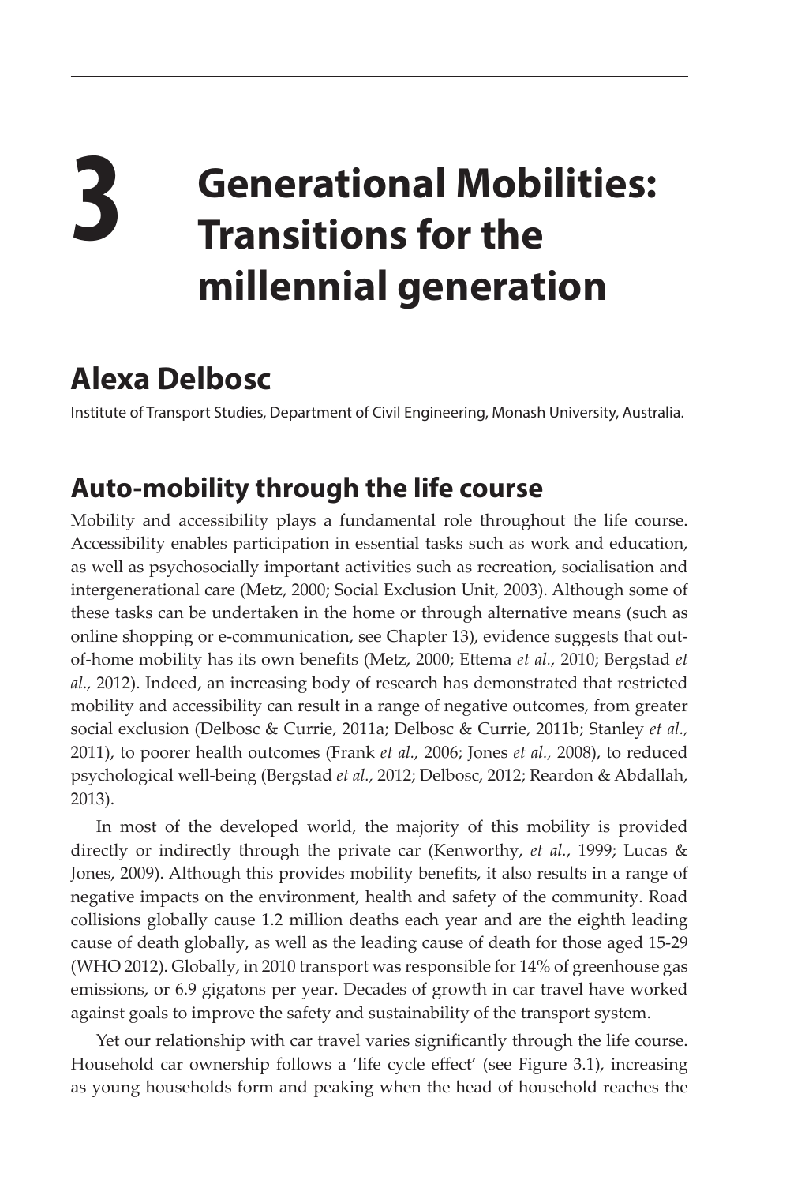# 3 Generational Mobilities: Transitions for the millennial generation

## Alexa Delbosc

Institute of Transport Studies, Department of Civil Engineering, Monash University, Australia.

## Auto-mobility through the life course

Mobility and accessibility plays a fundamental role throughout the life course. Accessibility enables participation in essential tasks such as work and education, as well as psychosocially important activities such as recreation, socialisation and intergenerational care (Metz, 2000; Social Exclusion Unit, 2003). Although some of these tasks can be undertaken in the home or through alternative means (such as online shopping or e-communication, see Chapter 13), evidence suggests that out-of-home mobility has its own benefits (Metz, 2000; Ettema *et al.,* 2010; Bergstad *et al.*, 2012). Indeed, an increasing body of research has demonstrated that restricted mobility and accessibility can result in a range of negative outcomes, from greater social exclusion (Delbosc & Currie, 2011a; Delbosc & Currie, 2011b; Stanley *et al.*, 2011), to poorer health outcomes (Frank *et al.,* 2006; Jones *et al.,* 2008), to reduced psychological well-being (Bergstad *et al.,* 2012; Delbosc, 2012; Reardon & Abdallah, 2013).

In most of the developed world, the majority of this mobility is provided directly or indirectly through the private car (Kenworthy, *et al.*, 1999; Lucas & Jones, 2009). Although this provides mobility benefits, it also results in a range of negative impacts on the environment, health and safety of the community. Road collisions globally cause 1.2 million deaths each year and are the eighth leading cause of death globally, as well as the leading cause of death for those aged 15-29 (WHO 2012). Globally, in 2010 transport was responsible for 14% of greenhouse gas emissions, or 6.9 gigatons per year. Decades of growth in car travel have worked against goals to improve the safety and sustainability of the transport system.

Yet our relationship with car travel varies significantly through the life course. Household car ownership follows a 'life cycle effect' (see Figure 3.1), increasing as young households form and peaking when the head of household reaches the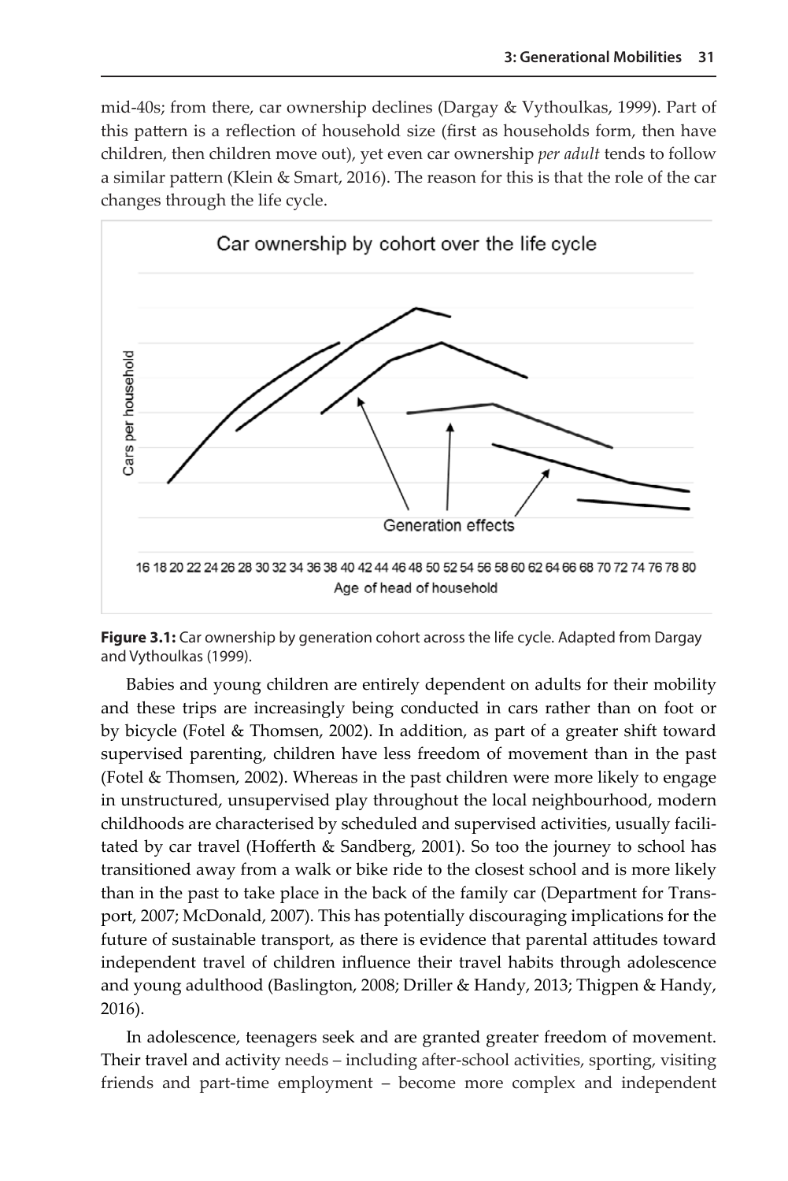mid-40s; from there, car ownership declines (Dargay & Vythoulkas, 1999). Part of this pattern is a reflection of household size (first as households form, then have children, then children move out), yet even car ownership *per adult* tends to follow a similar pattern (Klein & Smart, 2016). The reason for this is that the role of the car changes through the life cycle.

**Figure 3.1:** Car ownership by generation cohort across the life cycle. Adapted from Dargay and Vythoulkas (1999).

Babies and young children are entirely dependent on adults for their mobility and these trips are increasingly being conducted in cars rather than on foot or by bicycle (Fotel & Thomsen, 2002). In addition, as part of a greater shift toward supervised parenting, children have less freedom of movement than in the past (Fotel & Thomsen, 2002). Whereas in the past children were more likely to engage in unstructured, unsupervised play throughout the local neighbourhood, modern childhoods are characterised by scheduled and supervised activities, usually facilitated by car travel (Hofferth & Sandberg, 2001). So too the journey to school has transitioned away from a walk or bike ride to the closest school and is more likely than in the past to take place in the back of the family car (Department for Transport, 2007; McDonald, 2007). This has potentially discouraging implications for the future of sustainable transport, as there is evidence that parental attitudes toward independent travel of children influence their travel habits through adolescence and young adulthood (Baslington, 2008; Driller & Handy, 2013; Thigpen & Handy, 2016).

In adolescence, teenagers seek and are granted greater freedom of movement. Their travel and activity needs – including after-school activities, sporting, visiting friends and part-time employment – become more complex and independent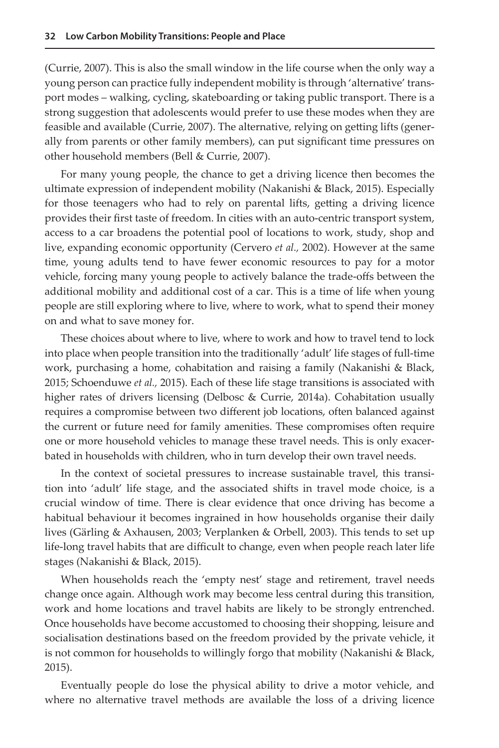(Currie, 2007). This is also the small window in the life course when the only way a young person can practice fully independent mobility is through 'alternative' transport modes – walking, cycling, skateboarding or taking public transport. There is a strong suggestion that adolescents would prefer to use these modes when they are feasible and available (Currie, 2007). The alternative, relying on getting lifts (generally from parents or other family members), can put significant time pressures on other household members (Bell & Currie, 2007).

For many young people, the chance to get a driving licence then becomes the ultimate expression of independent mobility (Nakanishi & Black, 2015). Especially for those teenagers who had to rely on parental lifts, getting a driving licence provides their first taste of freedom. In cities with an auto-centric transport system, access to a car broadens the potential pool of locations to work, study, shop and live, expanding economic opportunity (Cervero *et al.,* 2002). However at the same time, young adults tend to have fewer economic resources to pay for a motor vehicle, forcing many young people to actively balance the trade-offs between the additional mobility and additional cost of a car. This is a time of life when young people are still exploring where to live, where to work, what to spend their money on and what to save money for.

These choices about where to live, where to work and how to travel tend to lock into place when people transition into the traditionally 'adult' life stages of full-time work, purchasing a home, cohabitation and raising a family (Nakanishi & Black, 2015; Schoenduwe *et al.,* 2015). Each of these life stage transitions is associated with higher rates of drivers licensing (Delbosc & Currie, 2014a). Cohabitation usually requires a compromise between two different job locations, often balanced against the current or future need for family amenities. These compromises often require one or more household vehicles to manage these travel needs. This is only exacerbated in households with children, who in turn develop their own travel needs.

In the context of societal pressures to increase sustainable travel, this transition into 'adult' life stage, and the associated shifts in travel mode choice, is a crucial window of time. There is clear evidence that once driving has become a habitual behaviour it becomes ingrained in how households organise their daily lives (Gärling & Axhausen, 2003; Verplanken & Orbell, 2003). This tends to set up life-long travel habits that are difficult to change, even when people reach later life stages (Nakanishi & Black, 2015).

When households reach the 'empty nest' stage and retirement, travel needs change once again. Although work may become less central during this transition, work and home locations and travel habits are likely to be strongly entrenched. Once households have become accustomed to choosing their shopping, leisure and socialisation destinations based on the freedom provided by the private vehicle, it is not common for households to willingly forgo that mobility (Nakanishi & Black, 2015).

Eventually people do lose the physical ability to drive a motor vehicle, and where no alternative travel methods are available the loss of a driving licence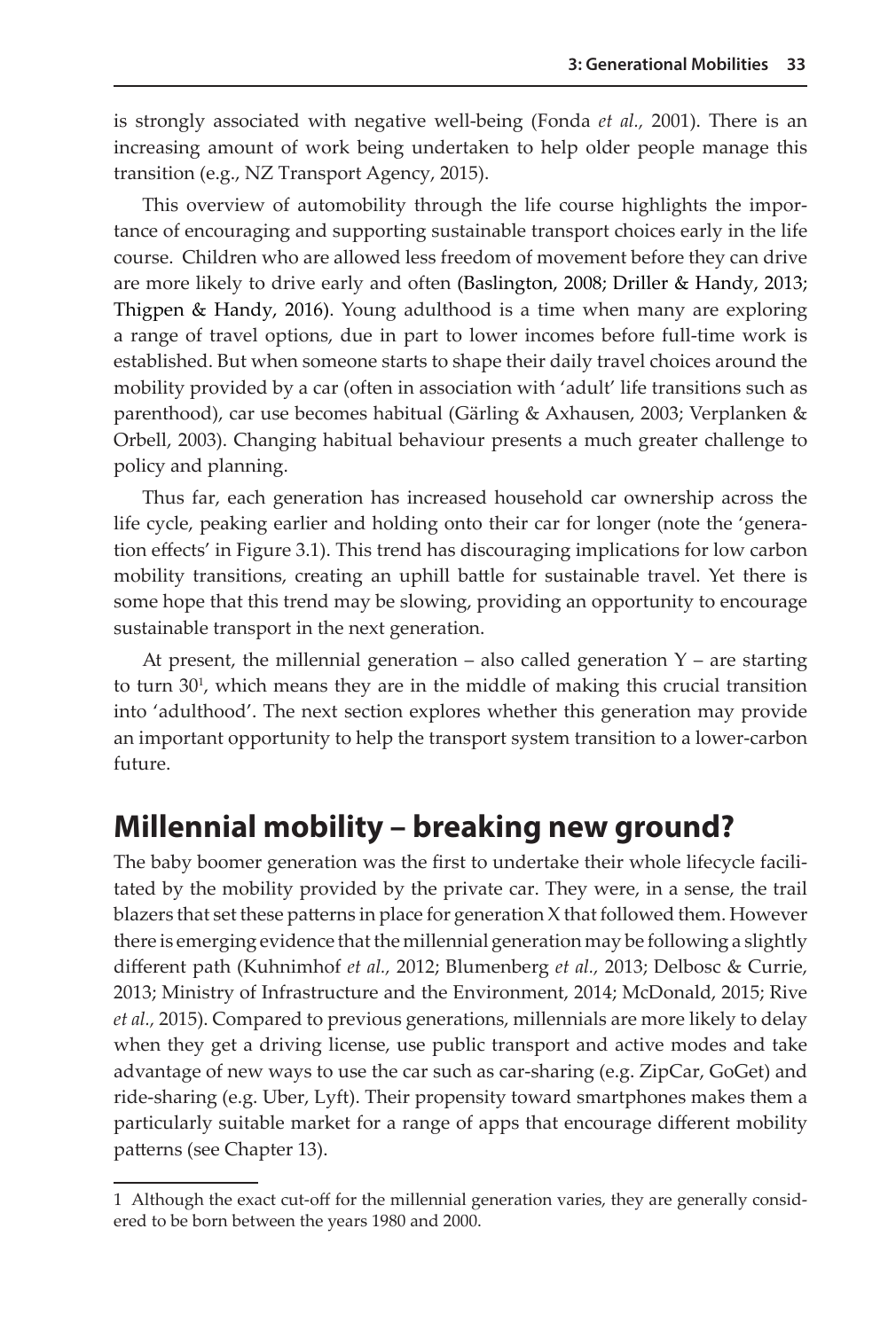is strongly associated with negative well-being (Fonda *et al.,* 2001). There is an increasing amount of work being undertaken to help older people manage this transition (e.g., NZ Transport Agency, 2015).

This overview of automobility through the life course highlights the importance of encouraging and supporting sustainable transport choices early in the life course. Children who are allowed less freedom of movement before they can drive are more likely to drive early and often (Baslington, 2008; Driller & Handy, 2013; Thigpen & Handy, 2016). Young adulthood is a time when many are exploring a range of travel options, due in part to lower incomes before full-time work is established. But when someone starts to shape their daily travel choices around the mobility provided by a car (often in association with 'adult' life transitions such as parenthood), car use becomes habitual (Gärling & Axhausen, 2003; Verplanken & Orbell, 2003). Changing habitual behaviour presents a much greater challenge to policy and planning.

Thus far, each generation has increased household car ownership across the life cycle, peaking earlier and holding onto their car for longer (note the 'generation effects' in Figure 3.1). This trend has discouraging implications for low carbon mobility transitions, creating an uphill battle for sustainable travel. Yet there is some hope that this trend may be slowing, providing an opportunity to encourage sustainable transport in the next generation.

At present, the millennial generation – also called generation Y – are starting to turn 30[1], which means they are in the middle of making this crucial transition into 'adulthood'. The next section explores whether this generation may provide an important opportunity to help the transport system transition to a lower-carbon future.

## Millennial mobility – breaking new ground?

The baby boomer generation was the first to undertake their whole lifecycle facilitated by the mobility provided by the private car. They were, in a sense, the trail blazers that set these patterns in place for generation X that followed them. However there is emerging evidence that the millennial generation may be following a slightly different path (Kuhnimhof *et al.,* 2012; Blumenberg *et al.,* 2013; Delbosc & Currie, 2013; Ministry of Infrastructure and the Environment, 2014; McDonald, 2015; Rive *et al.,* 2015). Compared to previous generations, millennials are more likely to delay when they get a driving license, use public transport and active modes and take advantage of new ways to use the car such as car-sharing (e.g. ZipCar, GoGet) and ride-sharing (e.g. Uber, Lyft). Their propensity toward smartphones makes them a particularly suitable market for a range of apps that encourage different mobility patterns (see Chapter 13).

---

1 Although the exact cut-off for the millennial generation varies, they are generally considered to be born between the years 1980 and 2000.